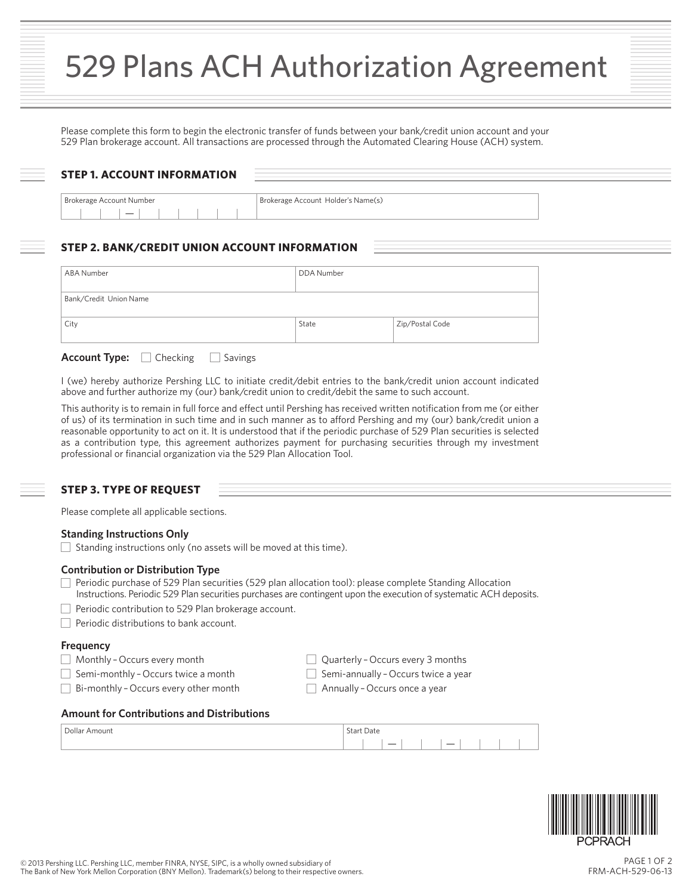# 529 Plans ACH Authorization Agreement

Please complete this form to begin the electronic transfer of funds between your bank/credit union account and your 529 Plan brokerage account. All transactions are processed through the Automated Clearing House (ACH) system.

## STEP 1. ACCOUNT INFORMATION

| Brokerage Account Number | Brokerage Account Holder's Name(s) |
|---|---|
| &#124; &#124; &#124; — &#124; &#124; &#124; &#124; &#124; &#124; | |

## STEP 2. BANK/CREDIT UNION ACCOUNT INFORMATION

| ABA Number | DDA Number | |
|---|---|---|
| Bank/Credit Union Name | | |
| City | State | Zip/Postal Code |

**Account Type:** ☐ Checking ☐ Savings

I (we) hereby authorize Pershing LLC to initiate credit/debit entries to the bank/credit union account indicated above and further authorize my (our) bank/credit union to credit/debit the same to such account.

This authority is to remain in full force and effect until Pershing has received written notification from me (or either of us) of its termination in such time and in such manner as to afford Pershing and my (our) bank/credit union a reasonable opportunity to act on it. It is understood that if the periodic purchase of 529 Plan securities is selected as a contribution type, this agreement authorizes payment for purchasing securities through my investment professional or financial organization via the 529 Plan Allocation Tool.

## STEP 3. TYPE OF REQUEST

Please complete all applicable sections.

### Standing Instructions Only

☐ Standing instructions only (no assets will be moved at this time).

### Contribution or Distribution Type

☐ Periodic purchase of 529 Plan securities (529 plan allocation tool): please complete Standing Allocation Instructions. Periodic 529 Plan securities purchases are contingent upon the execution of systematic ACH deposits.

☐ Periodic contribution to 529 Plan brokerage account.

☐ Periodic distributions to bank account.

### Frequency

☐ Monthly – Occurs every month

☐ Semi-monthly – Occurs twice a month

☐ Bi-monthly – Occurs every other month

☐ Quarterly – Occurs every 3 months

☐ Semi-annually – Occurs twice a year

☐ Annually – Occurs once a year

### Amount for Contributions and Distributions

| Dollar Amount | Start Date |
|---|---|
| | &#124; &#124; — &#124; &#124; — &#124; &#124; &#124; &#124; |

PCPRACH

© 2013 Pershing LLC. Pershing LLC, member FINRA, NYSE, SIPC, is a wholly owned subsidiary of The Bank of New York Mellon Corporation (BNY Mellon). Trademark(s) belong to their respective owners.

FRM-ACH-529-06-13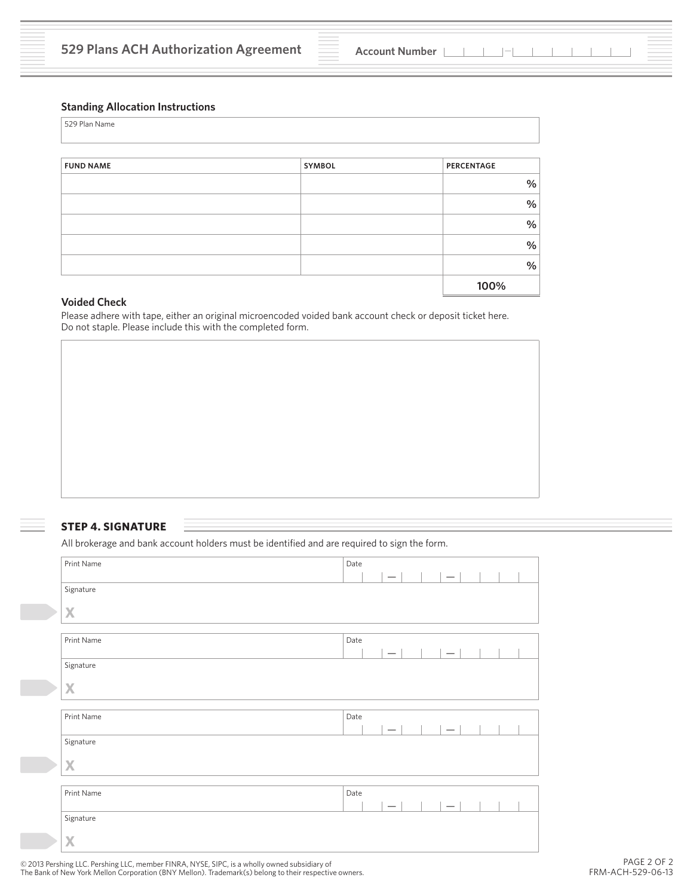## 529 Plans ACH Authorization Agreement

Account Number

### Standing Allocation Instructions

529 Plan Name

| FUND NAME | SYMBOL | PERCENTAGE |
| --- | --- | --- |
| | | % |
| | | % |
| | | % |
| | | % |
| | | % |
| | | 100% |

### Voided Check

Please adhere with tape, either an original microencoded voided bank account check or deposit ticket here.
Do not staple. Please include this with the completed form.

## STEP 4. SIGNATURE

All brokerage and bank account holders must be identified and are required to sign the form.

Print Name
Date

Signature

X

Print Name
Date

Signature

X

Print Name
Date

Signature

X

Print Name
Date

Signature

X

© 2013 Pershing LLC. Pershing LLC, member FINRA, NYSE, SIPC, is a wholly owned subsidiary of
The Bank of New York Mellon Corporation (BNY Mellon). Trademark(s) belong to their respective owners.

FRM-ACH-529-06-13